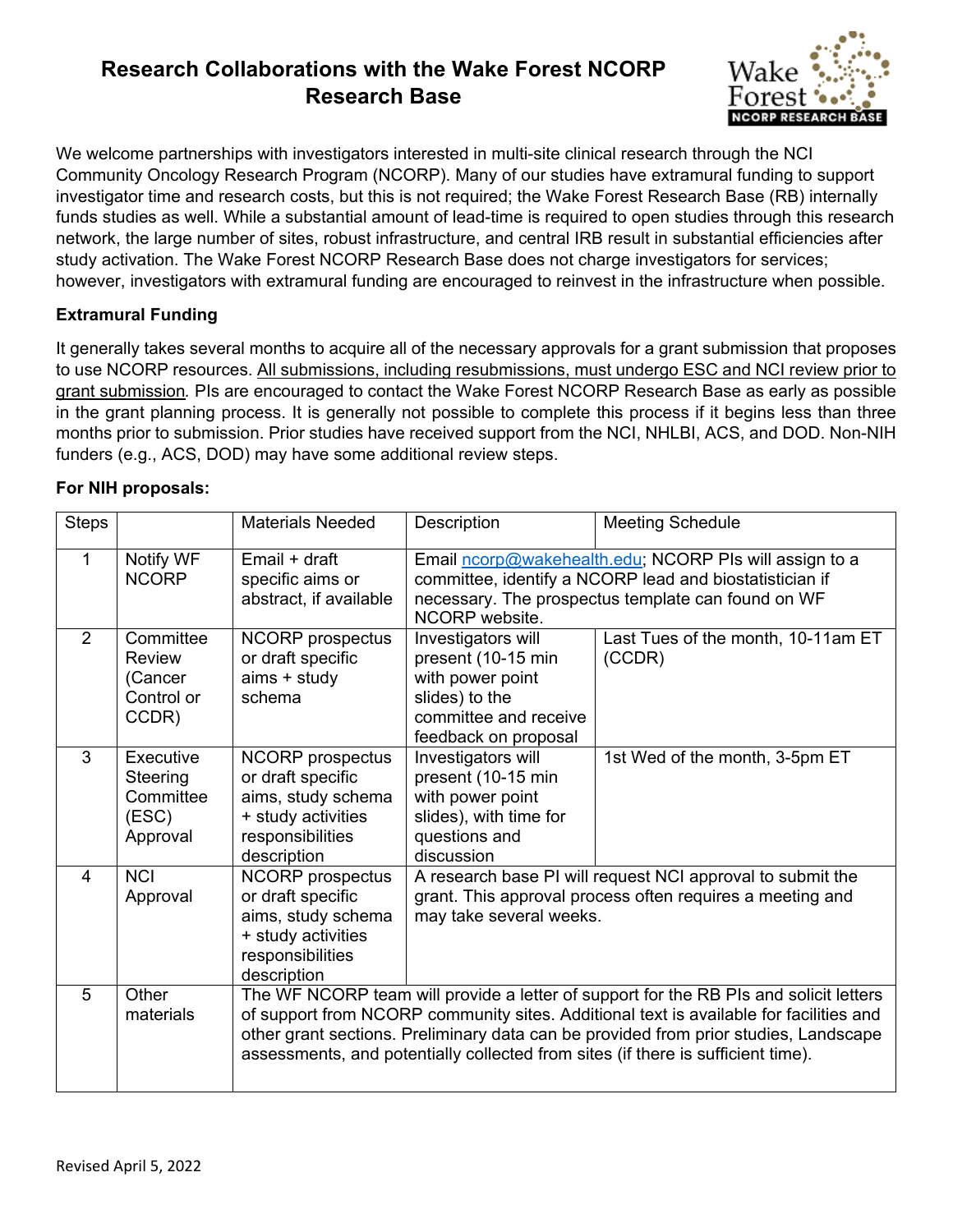# Research Collaborations with the Wake Forest NCORP Research Base

We welcome partnerships with investigators interested in multi-site clinical research through the NCI Community Oncology Research Program (NCORP). Many of our studies have extramural funding to support investigator time and research costs, but this is not required; the Wake Forest Research Base (RB) internally funds studies as well. While a substantial amount of lead-time is required to open studies through this research network, the large number of sites, robust infrastructure, and central IRB result in substantial efficiencies after study activation. The Wake Forest NCORP Research Base does not charge investigators for services; however, investigators with extramural funding are encouraged to reinvest in the infrastructure when possible.

### Extramural Funding

It generally takes several months to acquire all of the necessary approvals for a grant submission that proposes to use NCORP resources. <u>All submissions, including resubmissions, must undergo ESC and NCI review prior to grant submission</u>. PIs are encouraged to contact the Wake Forest NCORP Research Base as early as possible in the grant planning process. It is generally not possible to complete this process if it begins less than three months prior to submission. Prior studies have received support from the NCI, NHLBI, ACS, and DOD. Non-NIH funders (e.g., ACS, DOD) may have some additional review steps.

### For NIH proposals:

| Steps | | Materials Needed | Description | Meeting Schedule |
|---|---|---|---|---|
| 1 | Notify WF NCORP | Email + draft specific aims or abstract, if available | Email ncorp@wakehealth.edu; NCORP PIs will assign to a committee, identify a NCORP lead and biostatistician if necessary. The prospectus template can found on WF NCORP website. | |
| 2 | Committee Review (Cancer Control or CCDR) | NCORP prospectus or draft specific aims + study schema | Investigators will present (10-15 min with power point slides) to the committee and receive feedback on proposal | Last Tues of the month, 10-11am ET (CCDR) |
| 3 | Executive Steering Committee (ESC) Approval | NCORP prospectus or draft specific aims, study schema + study activities responsibilities description | Investigators will present (10-15 min with power point slides), with time for questions and discussion | 1st Wed of the month, 3-5pm ET |
| 4 | NCI Approval | NCORP prospectus or draft specific aims, study schema + study activities responsibilities description | A research base PI will request NCI approval to submit the grant. This approval process often requires a meeting and may take several weeks. | |
| 5 | Other materials | The WF NCORP team will provide a letter of support for the RB PIs and solicit letters of support from NCORP community sites. Additional text is available for facilities and other grant sections. Preliminary data can be provided from prior studies, Landscape assessments, and potentially collected from sites (if there is sufficient time). | | |

Revised April 5, 2022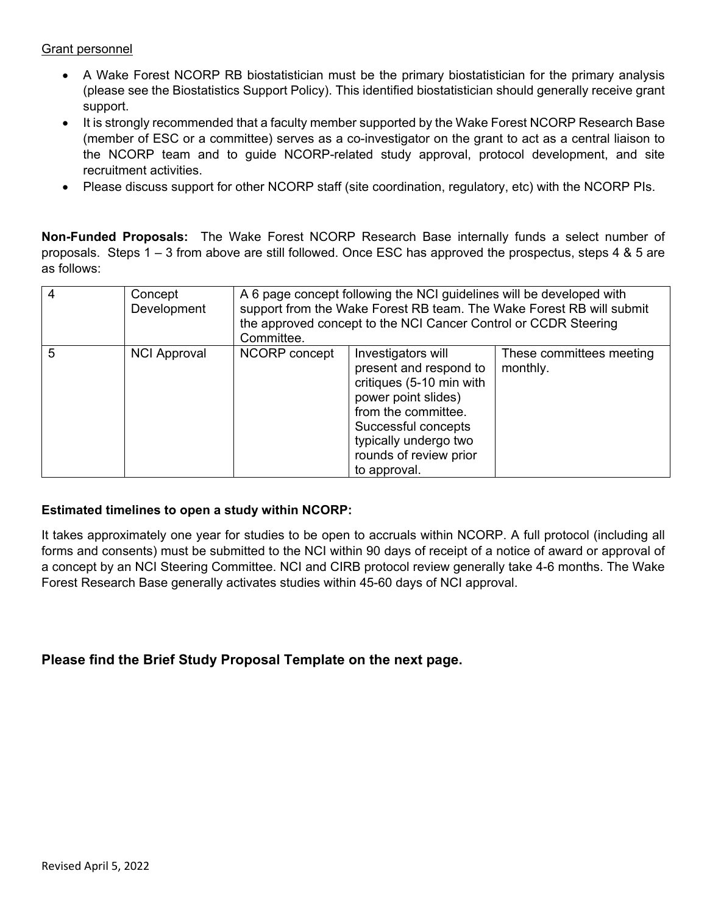Grant personnel

- A Wake Forest NCORP RB biostatistician must be the primary biostatistician for the primary analysis (please see the Biostatistics Support Policy). This identified biostatistician should generally receive grant support.
- It is strongly recommended that a faculty member supported by the Wake Forest NCORP Research Base (member of ESC or a committee) serves as a co-investigator on the grant to act as a central liaison to the NCORP team and to guide NCORP-related study approval, protocol development, and site recruitment activities.
- Please discuss support for other NCORP staff (site coordination, regulatory, etc) with the NCORP PIs.

**Non-Funded Proposals:** The Wake Forest NCORP Research Base internally funds a select number of proposals. Steps 1 – 3 from above are still followed. Once ESC has approved the prospectus, steps 4 & 5 are as follows:

| | | | | |
|---|---|---|---|---|
| 4 | Concept Development | A 6 page concept following the NCI guidelines will be developed with support from the Wake Forest RB team. The Wake Forest RB will submit the approved concept to the NCI Cancer Control or CCDR Steering Committee. | | |
| 5 | NCI Approval | NCORP concept | Investigators will present and respond to critiques (5-10 min with power point slides) from the committee. Successful concepts typically undergo two rounds of review prior to approval. | These committees meeting monthly. |

**Estimated timelines to open a study within NCORP:**

It takes approximately one year for studies to be open to accruals within NCORP. A full protocol (including all forms and consents) must be submitted to the NCI within 90 days of receipt of a notice of award or approval of a concept by an NCI Steering Committee. NCI and CIRB protocol review generally take 4-6 months. The Wake Forest Research Base generally activates studies within 45-60 days of NCI approval.

**Please find the Brief Study Proposal Template on the next page.**

Revised April 5, 2022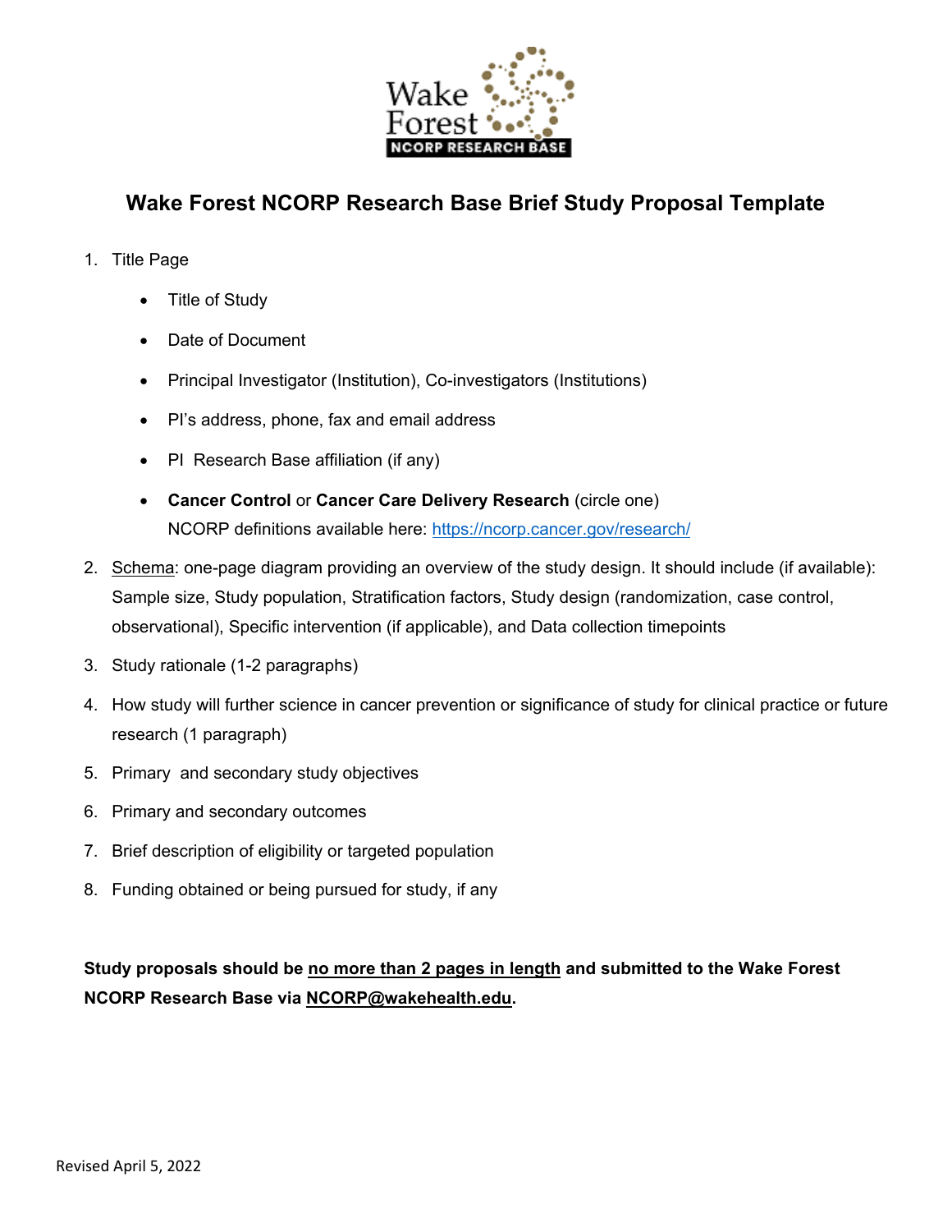# Wake Forest NCORP Research Base Brief Study Proposal Template

1. Title Page
   - Title of Study
   - Date of Document
   - Principal Investigator (Institution), Co-investigators (Institutions)
   - PI's address, phone, fax and email address
   - PI Research Base affiliation (if any)
   - **Cancer Control** or **Cancer Care Delivery Research** (circle one)
     NCORP definitions available here: [https://ncorp.cancer.gov/research/](https://ncorp.cancer.gov/research/)
2. Schema: one-page diagram providing an overview of the study design. It should include (if available): Sample size, Study population, Stratification factors, Study design (randomization, case control, observational), Specific intervention (if applicable), and Data collection timepoints
3. Study rationale (1-2 paragraphs)
4. How study will further science in cancer prevention or significance of study for clinical practice or future research (1 paragraph)
5. Primary and secondary study objectives
6. Primary and secondary outcomes
7. Brief description of eligibility or targeted population
8. Funding obtained or being pursued for study, if any

**Study proposals should be no more than 2 pages in length and submitted to the Wake Forest NCORP Research Base via NCORP@wakehealth.edu.**

Revised April 5, 2022